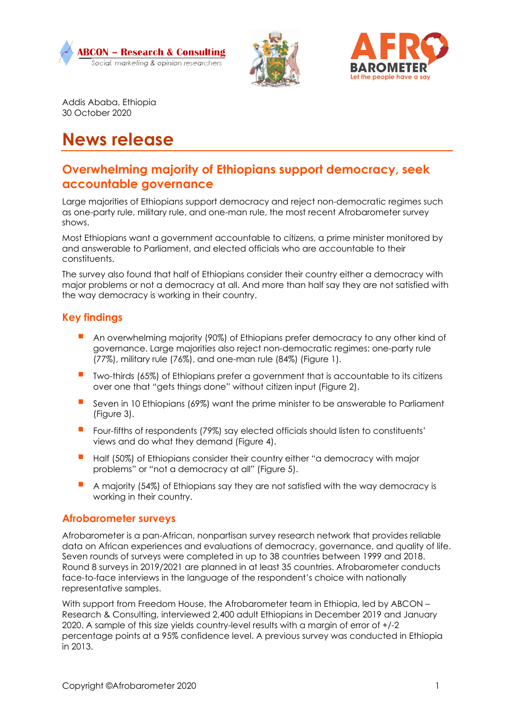Addis Ababa, Ethiopia
30 October 2020

# News release

## Overwhelming majority of Ethiopians support democracy, seek accountable governance

Large majorities of Ethiopians support democracy and reject non-democratic regimes such as one-party rule, military rule, and one-man rule, the most recent Afrobarometer survey shows.

Most Ethiopians want a government accountable to citizens, a prime minister monitored by and answerable to Parliament, and elected officials who are accountable to their constituents.

The survey also found that half of Ethiopians consider their country either a democracy with major problems or not a democracy at all. And more than half say they are not satisfied with the way democracy is working in their country.

### Key findings

- An overwhelming majority (90%) of Ethiopians prefer democracy to any other kind of governance. Large majorities also reject non-democratic regimes: one-party rule (77%), military rule (76%), and one-man rule (84%) (Figure 1).
- Two-thirds (65%) of Ethiopians prefer a government that is accountable to its citizens over one that "gets things done" without citizen input (Figure 2).
- Seven in 10 Ethiopians (69%) want the prime minister to be answerable to Parliament (Figure 3).
- Four-fifths of respondents (79%) say elected officials should listen to constituents' views and do what they demand (Figure 4).
- Half (50%) of Ethiopians consider their country either "a democracy with major problems" or "not a democracy at all" (Figure 5).
- A majority (54%) of Ethiopians say they are not satisfied with the way democracy is working in their country.

### Afrobarometer surveys

Afrobarometer is a pan-African, nonpartisan survey research network that provides reliable data on African experiences and evaluations of democracy, governance, and quality of life. Seven rounds of surveys were completed in up to 38 countries between 1999 and 2018. Round 8 surveys in 2019/2021 are planned in at least 35 countries. Afrobarometer conducts face-to-face interviews in the language of the respondent's choice with nationally representative samples.

With support from Freedom House, the Afrobarometer team in Ethiopia, led by ABCON – Research & Consulting, interviewed 2,400 adult Ethiopians in December 2019 and January 2020. A sample of this size yields country-level results with a margin of error of +/-2 percentage points at a 95% confidence level. A previous survey was conducted in Ethiopia in 2013.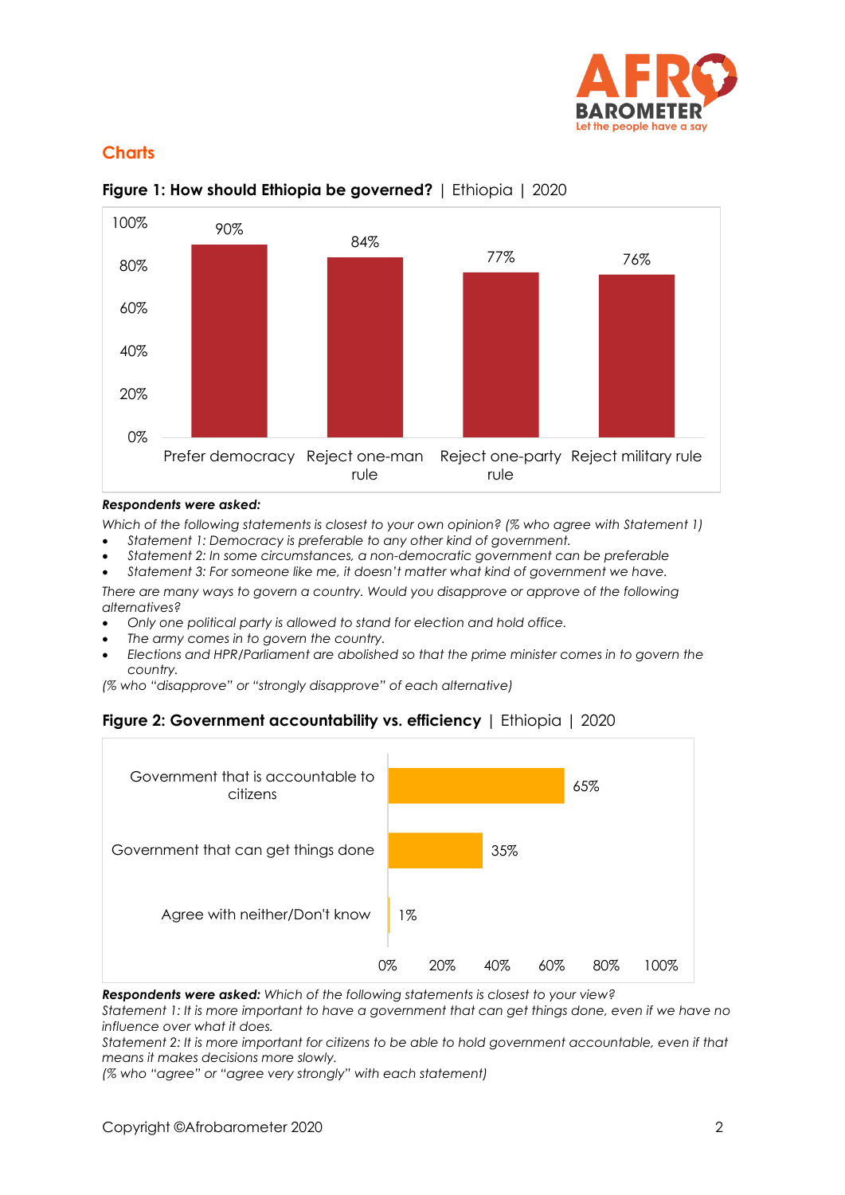## Charts

**Figure 1: How should Ethiopia be governed?** | Ethiopia | 2020

| | Prefer democracy | Reject one-man rule | Reject one-party rule | Reject military rule |
|---|---|---|---|---|
| % | 90% | 84% | 77% | 76% |

***Respondents were asked:***

*Which of the following statements is closest to your own opinion? (% who agree with Statement 1)*

- *Statement 1: Democracy is preferable to any other kind of government.*
- *Statement 2: In some circumstances, a non-democratic government can be preferable*
- *Statement 3: For someone like me, it doesn't matter what kind of government we have.*

*There are many ways to govern a country. Would you disapprove or approve of the following alternatives?*

- *Only one political party is allowed to stand for election and hold office.*
- *The army comes in to govern the country.*
- *Elections and HPR/Parliament are abolished so that the prime minister comes in to govern the country.*

*(% who "disapprove" or "strongly disapprove" of each alternative)*

**Figure 2: Government accountability vs. efficiency** | Ethiopia | 2020

| | % |
|---|---|
| Government that is accountable to citizens | 65% |
| Government that can get things done | 35% |
| Agree with neither/Don't know | 1% |

***Respondents were asked:*** *Which of the following statements is closest to your view?*

*Statement 1: It is more important to have a government that can get things done, even if we have no influence over what it does.*

*Statement 2: It is more important for citizens to be able to hold government accountable, even if that means it makes decisions more slowly.*

*(% who "agree" or "agree very strongly" with each statement)*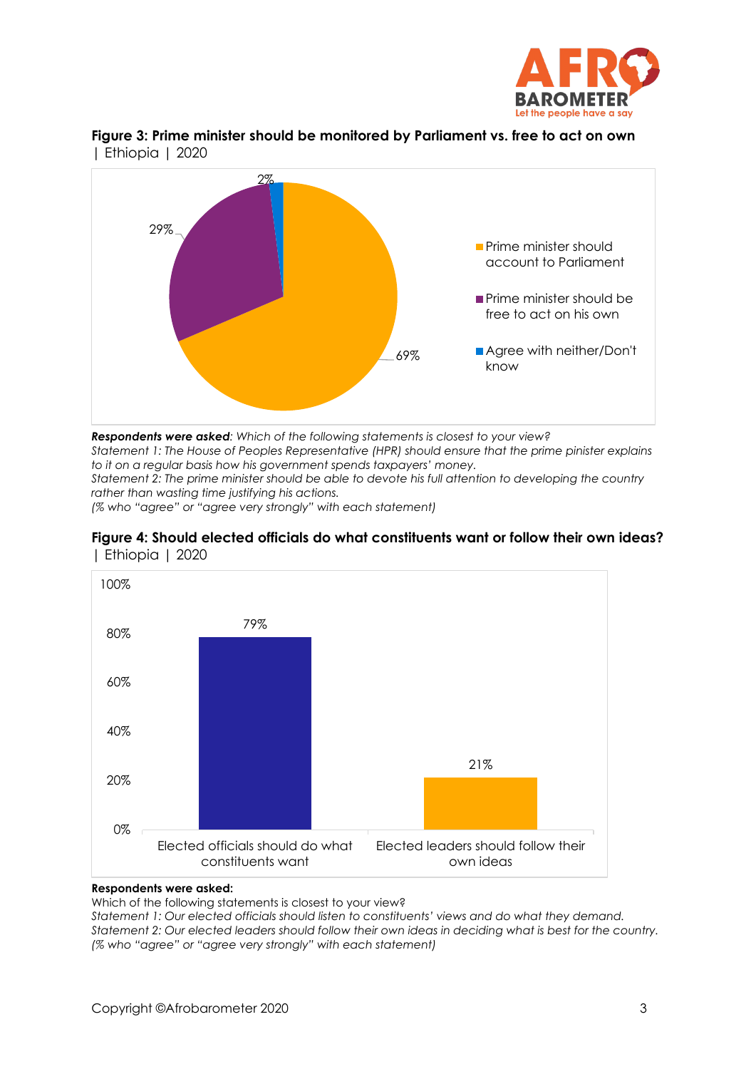**Figure 3: Prime minister should be monitored by Parliament vs. free to act on own** | Ethiopia | 2020

| Response | % |
|---|---|
| Prime minister should account to Parliament | 69% |
| Prime minister should be free to act on his own | 29% |
| Agree with neither/Don't know | 2% |

***Respondents were asked**: Which of the following statements is closest to your view?*
*Statement 1: The House of Peoples Representative (HPR) should ensure that the prime pinister explains to it on a regular basis how his government spends taxpayers' money.*
*Statement 2: The prime minister should be able to devote his full attention to developing the country rather than wasting time justifying his actions.*
*(% who "agree" or "agree very strongly" with each statement)*

**Figure 4: Should elected officials do what constituents want or follow their own ideas?** | Ethiopia | 2020

| Response | % |
|---|---|
| Elected officials should do what constituents want | 79% |
| Elected leaders should follow their own ideas | 21% |

**Respondents were asked:**
Which of the following statements is closest to your view?
*Statement 1: Our elected officials should listen to constituents' views and do what they demand.*
*Statement 2: Our elected leaders should follow their own ideas in deciding what is best for the country.*
*(% who "agree" or "agree very strongly" with each statement)*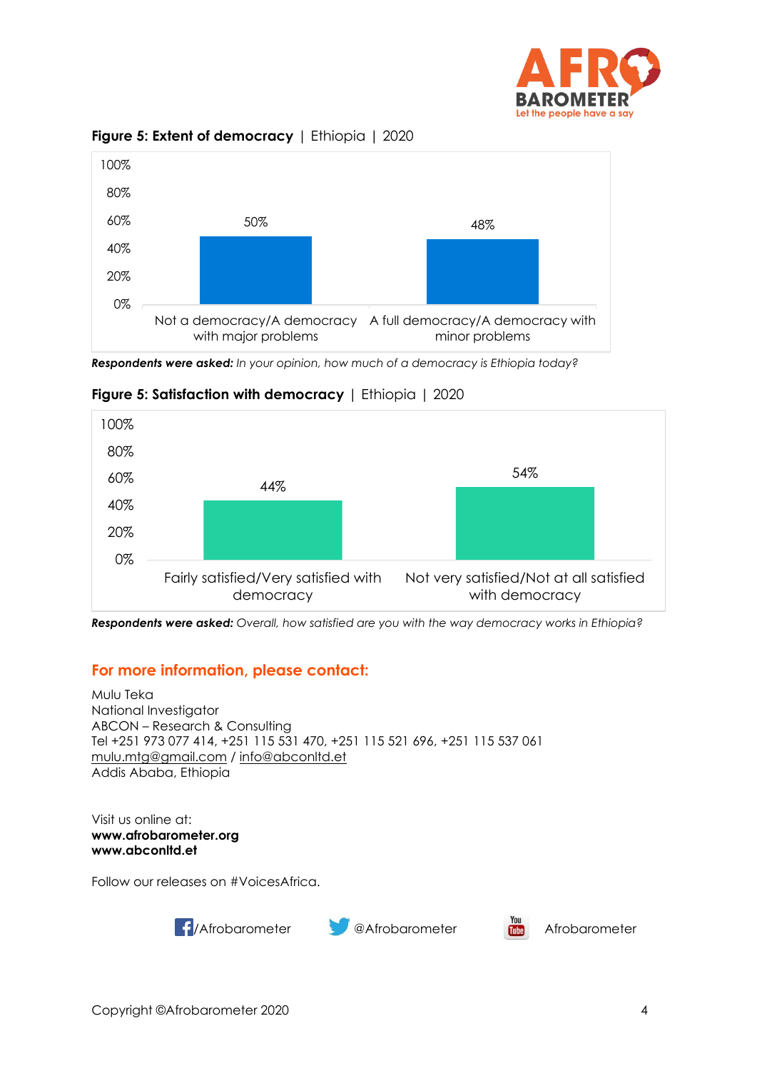**Figure 5: Extent of democracy** | Ethiopia | 2020

100%
80%
60%
40%
20%
0%

50%
Not a democracy/A democracy with major problems

48%
A full democracy/A democracy with minor problems

***Respondents were asked:*** *In your opinion, how much of a democracy is Ethiopia today?*

**Figure 5: Satisfaction with democracy** | Ethiopia | 2020

100%
80%
60%
40%
20%
0%

44%
Fairly satisfied/Very satisfied with democracy

54%
Not very satisfied/Not at all satisfied with democracy

***Respondents were asked:*** *Overall, how satisfied are you with the way democracy works in Ethiopia?*

## For more information, please contact:

Mulu Teka
National Investigator
ABCON – Research & Consulting
Tel +251 973 077 414, +251 115 531 470, +251 115 521 696, +251 115 537 061
mulu.mtg@gmail.com / info@abconltd.et
Addis Ababa, Ethiopia

Visit us online at:
**www.afrobarometer.org**
**www.abconltd.et**

Follow our releases on #VoicesAfrica.

/Afrobarometer    @Afrobarometer    Afrobarometer

Copyright ©Afrobarometer 2020